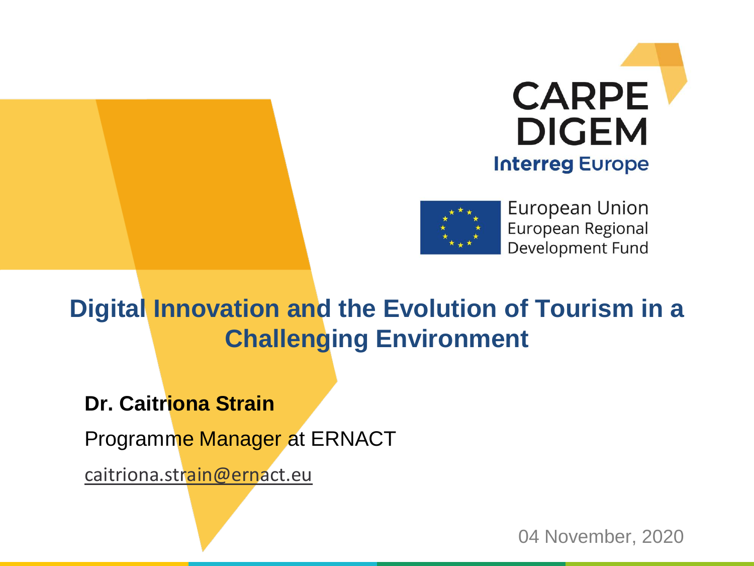CARPE DIGEM

Interreg Europe

European Union
European Regional Development Fund

# Digital Innovation and the Evolution of Tourism in a Challenging Environment

**Dr. Caitriona Strain**

Programme Manager at ERNACT

caitriona.strain@ernact.eu

04 November, 2020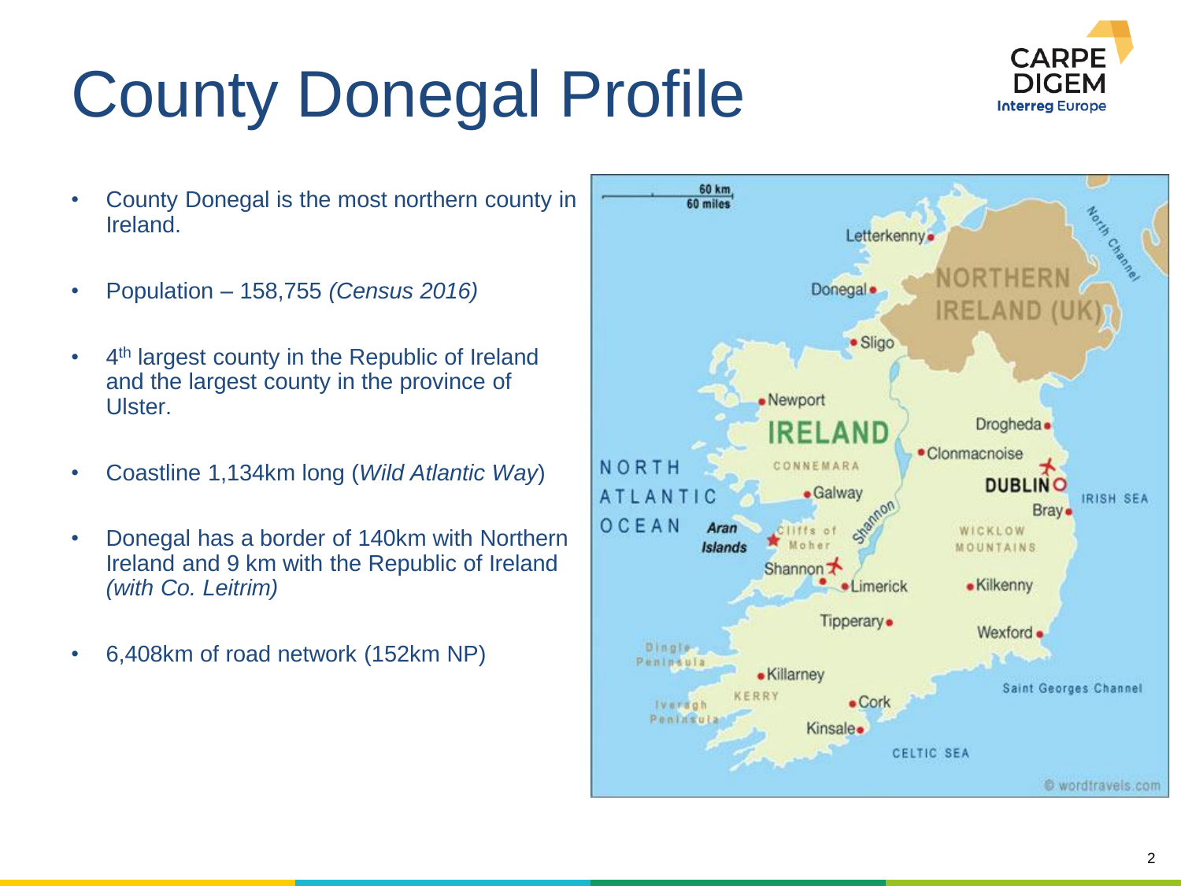# County Donegal Profile

- County Donegal is the most northern county in Ireland.
- Population – 158,755 *(Census 2016)*
- 4th largest county in the Republic of Ireland and the largest county in the province of Ulster.
- Coastline 1,134km long (*Wild Atlantic Way*)
- Donegal has a border of 140km with Northern Ireland and 9 km with the Republic of Ireland *(with Co. Leitrim)*
- 6,408km of road network (152km NP)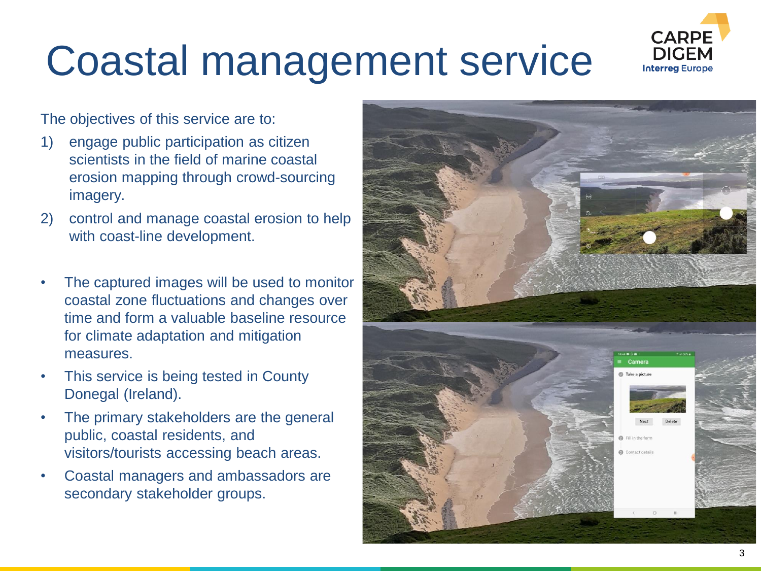# Coastal management service

The objectives of this service are to:

1) engage public participation as citizen scientists in the field of marine coastal erosion mapping through crowd-sourcing imagery.
2) control and manage coastal erosion to help with coast-line development.

- The captured images will be used to monitor coastal zone fluctuations and changes over time and form a valuable baseline resource for climate adaptation and mitigation measures.
- This service is being tested in County Donegal (Ireland).
- The primary stakeholders are the general public, coastal residents, and visitors/tourists accessing beach areas.
- Coastal managers and ambassadors are secondary stakeholder groups.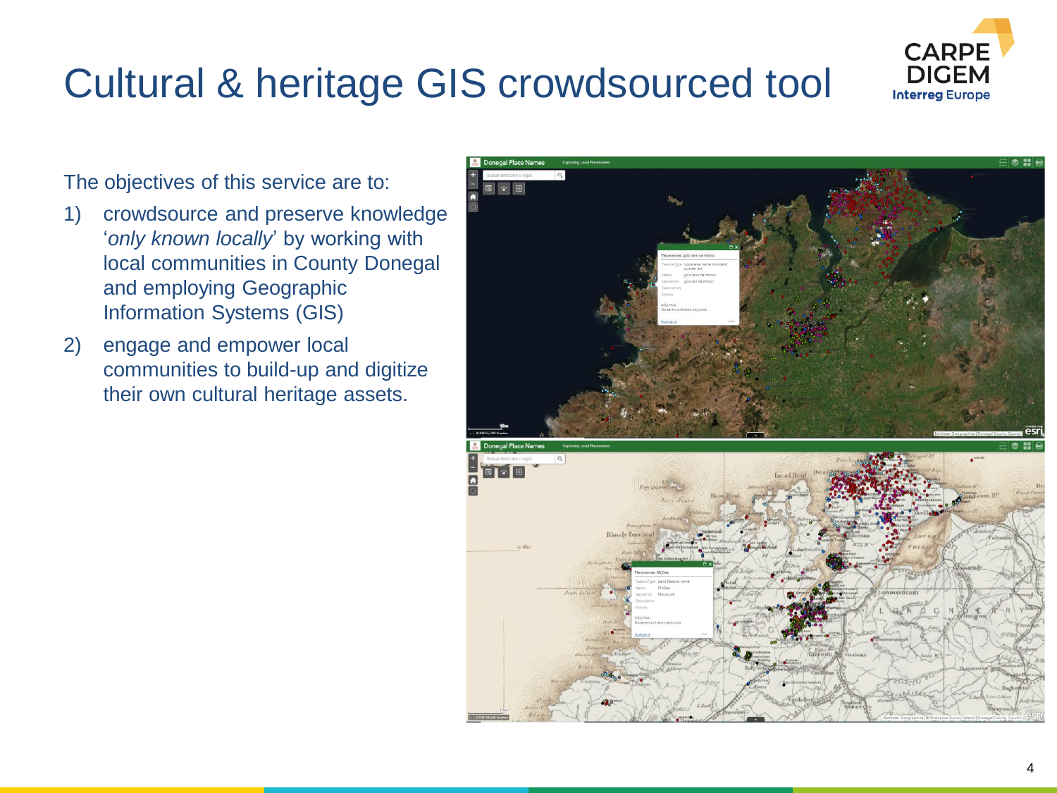# Cultural & heritage GIS crowdsourced tool

The objectives of this service are to:

1) crowdsource and preserve knowledge '*only known locally*' by working with local communities in County Donegal and employing Geographic Information Systems (GIS)
2) engage and empower local communities to build-up and digitize their own cultural heritage assets.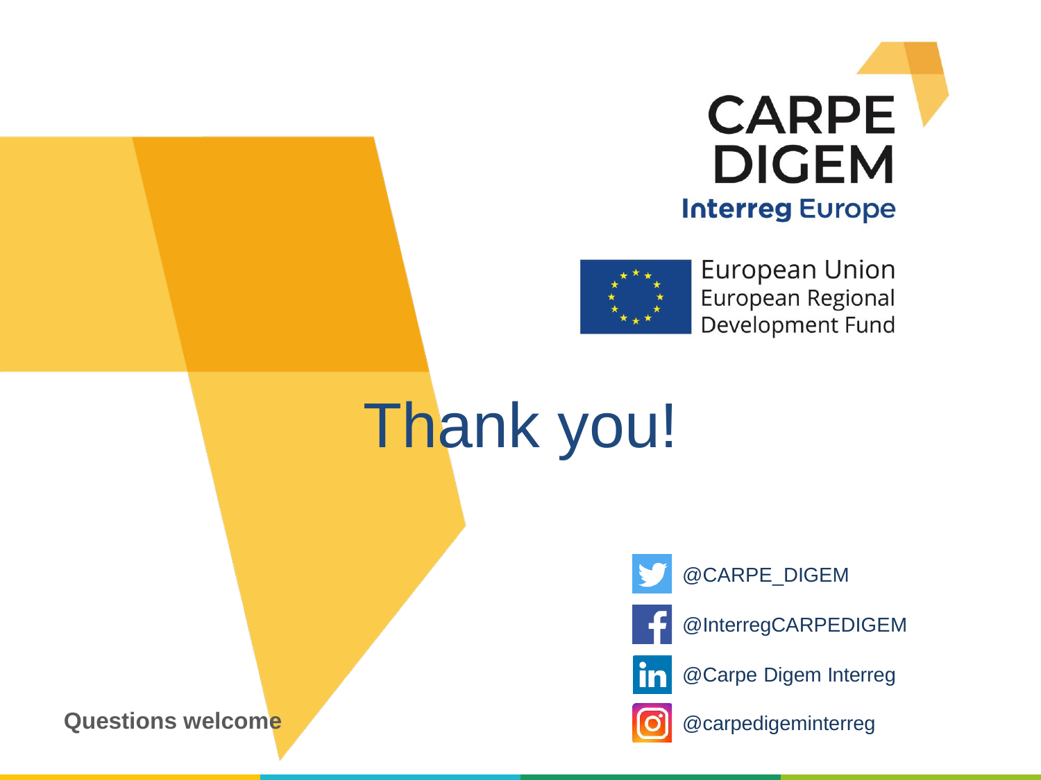CARPE DIGEM

Interreg Europe

European Union
European Regional
Development Fund

# Thank you!

@CARPE_DIGEM

@InterregCARPEDIGEM

@Carpe Digem Interreg

@carpedigeminterreg

**Questions welcome**